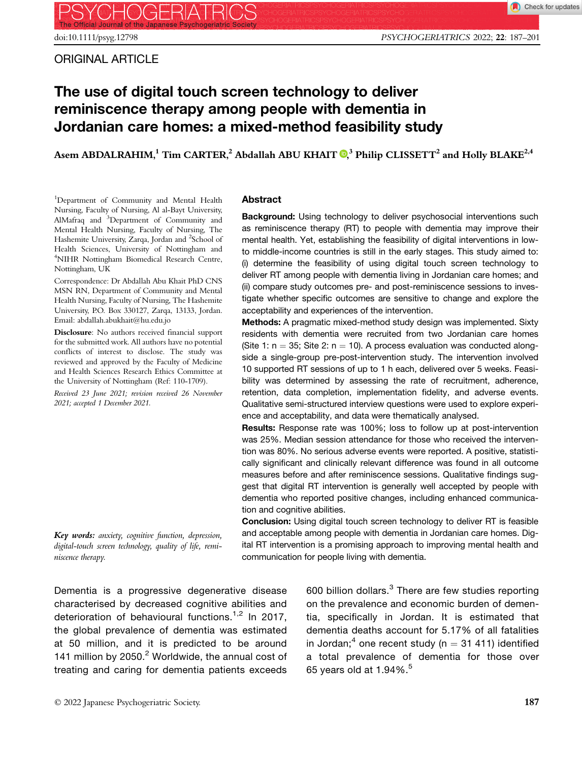ORIGINAL ARTICLE

# The use of digital touch screen technology to deliver reminiscence therapy among people with dementia in Jordanian care homes: a mixed-method feasibility study

**Asem ABDALRAHIM,[1] Tim CARTER,[2] Abdallah ABU KHAIT,[3] Philip CLISSETT[2] and Holly BLAKE[2,4]**

[1]Department of Community and Mental Health Nursing, Faculty of Nursing, Al al-Bayt University, AlMafraq and [3]Department of Community and Mental Health Nursing, Faculty of Nursing, The Hashemite University, Zarqa, Jordan and [2]School of Health Sciences, University of Nottingham and [4]NIHR Nottingham Biomedical Research Centre, Nottingham, UK

Correspondence: Dr Abdallah Abu Khait PhD CNS MSN RN, Department of Community and Mental Health Nursing, Faculty of Nursing, The Hashemite University, P.O. Box 330127, Zarqa, 13133, Jordan. Email: abdallah.abukhait@hu.edu.jo

**Disclosure**: No authors received financial support for the submitted work. All authors have no potential conflicts of interest to disclose. The study was reviewed and approved by the Faculty of Medicine and Health Sciences Research Ethics Committee at the University of Nottingham (Ref: 110-1709).

*Received 23 June 2021; revision received 26 November 2021; accepted 1 December 2021.*

## Abstract

**Background:** Using technology to deliver psychosocial interventions such as reminiscence therapy (RT) to people with dementia may improve their mental health. Yet, establishing the feasibility of digital interventions in low- to middle-income countries is still in the early stages. This study aimed to: (i) determine the feasibility of using digital touch screen technology to deliver RT among people with dementia living in Jordanian care homes; and (ii) compare study outcomes pre- and post-reminiscence sessions to investigate whether specific outcomes are sensitive to change and explore the acceptability and experiences of the intervention.

**Methods:** A pragmatic mixed-method study design was implemented. Sixty residents with dementia were recruited from two Jordanian care homes (Site 1: n = 35; Site 2: n = 10). A process evaluation was conducted alongside a single-group pre-post-intervention study. The intervention involved 10 supported RT sessions of up to 1 h each, delivered over 5 weeks. Feasibility was determined by assessing the rate of recruitment, adherence, retention, data completion, implementation fidelity, and adverse events. Qualitative semi-structured interview questions were used to explore experience and acceptability, and data were thematically analysed.

**Results:** Response rate was 100%; loss to follow up at post-intervention was 25%. Median session attendance for those who received the intervention was 80%. No serious adverse events were reported. A positive, statistically significant and clinically relevant difference was found in all outcome measures before and after reminiscence sessions. Qualitative findings suggest that digital RT intervention is generally well accepted by people with dementia who reported positive changes, including enhanced communication and cognitive abilities.

**Conclusion:** Using digital touch screen technology to deliver RT is feasible and acceptable among people with dementia in Jordanian care homes. Digital RT intervention is a promising approach to improving mental health and communication for people living with dementia.

***Key words:*** *anxiety, cognitive function, depression, digital-touch screen technology, quality of life, reminiscence therapy.*

Dementia is a progressive degenerative disease characterised by decreased cognitive abilities and deterioration of behavioural functions.[1,2] In 2017, the global prevalence of dementia was estimated at 50 million, and it is predicted to be around 141 million by 2050.[2] Worldwide, the annual cost of treating and caring for dementia patients exceeds 600 billion dollars.[3] There are few studies reporting on the prevalence and economic burden of dementia, specifically in Jordan. It is estimated that dementia deaths account for 5.17% of all fatalities in Jordan;[4] one recent study (n = 31 411) identified a total prevalence of dementia for those over 65 years old at 1.94%.[5]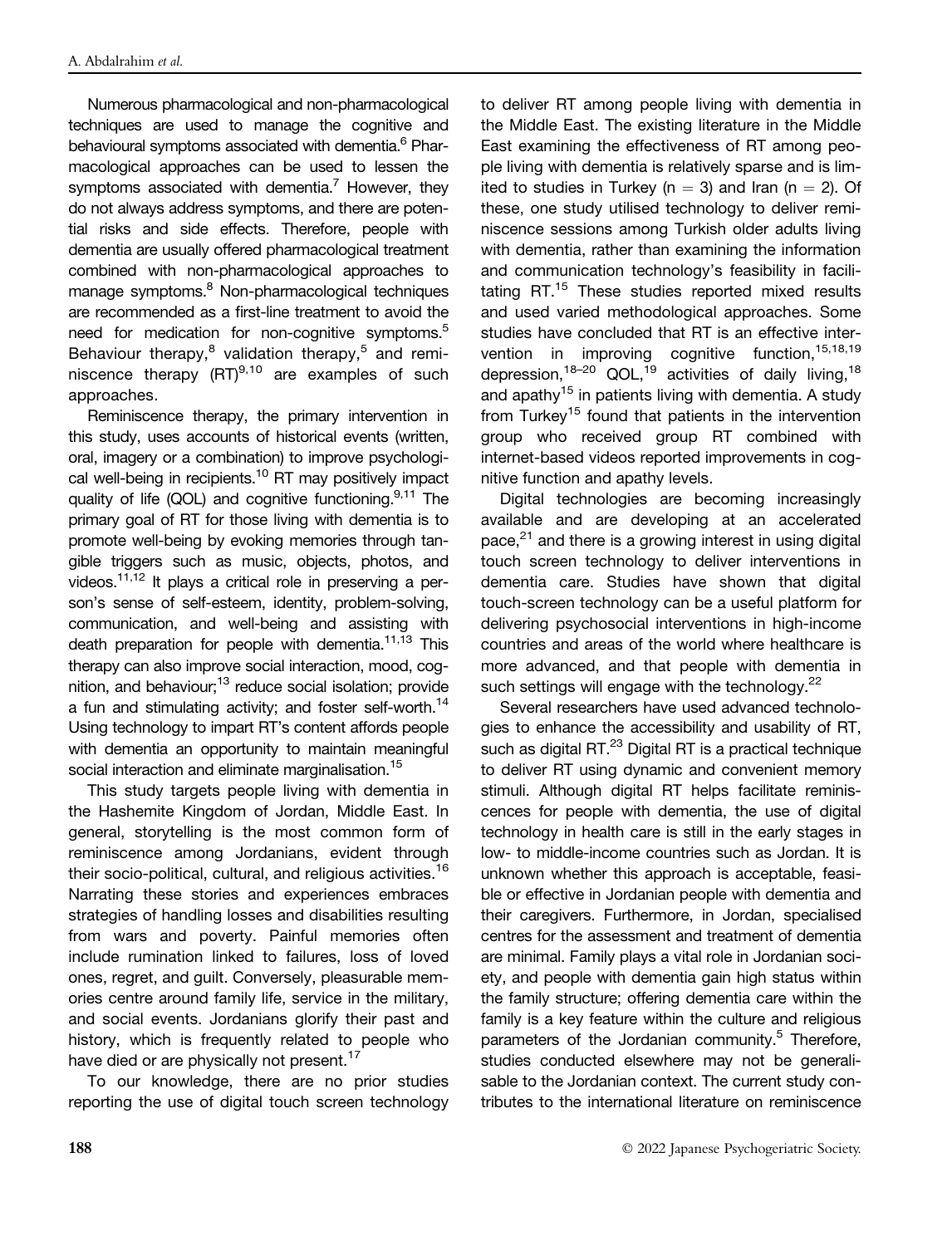Numerous pharmacological and non-pharmacological techniques are used to manage the cognitive and behavioural symptoms associated with dementia.[6] Pharmacological approaches can be used to lessen the symptoms associated with dementia.[7] However, they do not always address symptoms, and there are potential risks and side effects. Therefore, people with dementia are usually offered pharmacological treatment combined with non-pharmacological approaches to manage symptoms.[8] Non-pharmacological techniques are recommended as a first-line treatment to avoid the need for medication for non-cognitive symptoms.[5] Behaviour therapy,[8] validation therapy,[5] and reminiscence therapy (RT)[9,10] are examples of such approaches.

Reminiscence therapy, the primary intervention in this study, uses accounts of historical events (written, oral, imagery or a combination) to improve psychological well-being in recipients.[10] RT may positively impact quality of life (QOL) and cognitive functioning.[9,11] The primary goal of RT for those living with dementia is to promote well-being by evoking memories through tangible triggers such as music, objects, photos, and videos.[11,12] It plays a critical role in preserving a person's sense of self-esteem, identity, problem-solving, communication, and well-being and assisting with death preparation for people with dementia.[11,13] This therapy can also improve social interaction, mood, cognition, and behaviour;[13] reduce social isolation; provide a fun and stimulating activity; and foster self-worth.[14] Using technology to impart RT's content affords people with dementia an opportunity to maintain meaningful social interaction and eliminate marginalisation.[15]

This study targets people living with dementia in the Hashemite Kingdom of Jordan, Middle East. In general, storytelling is the most common form of reminiscence among Jordanians, evident through their socio-political, cultural, and religious activities.[16] Narrating these stories and experiences embraces strategies of handling losses and disabilities resulting from wars and poverty. Painful memories often include rumination linked to failures, loss of loved ones, regret, and guilt. Conversely, pleasurable memories centre around family life, service in the military, and social events. Jordanians glorify their past and history, which is frequently related to people who have died or are physically not present.[17]

To our knowledge, there are no prior studies reporting the use of digital touch screen technology to deliver RT among people living with dementia in the Middle East. The existing literature in the Middle East examining the effectiveness of RT among people living with dementia is relatively sparse and is limited to studies in Turkey (n = 3) and Iran (n = 2). Of these, one study utilised technology to deliver reminiscence sessions among Turkish older adults living with dementia, rather than examining the information and communication technology's feasibility in facilitating RT.[15] These studies reported mixed results and used varied methodological approaches. Some studies have concluded that RT is an effective intervention in improving cognitive function,[15,18,19] depression,[18–20] QOL,[19] activities of daily living,[18] and apathy[15] in patients living with dementia. A study from Turkey[15] found that patients in the intervention group who received group RT combined with internet-based videos reported improvements in cognitive function and apathy levels.

Digital technologies are becoming increasingly available and are developing at an accelerated pace,[21] and there is a growing interest in using digital touch screen technology to deliver interventions in dementia care. Studies have shown that digital touch-screen technology can be a useful platform for delivering psychosocial interventions in high-income countries and areas of the world where healthcare is more advanced, and that people with dementia in such settings will engage with the technology.[22]

Several researchers have used advanced technologies to enhance the accessibility and usability of RT, such as digital RT.[23] Digital RT is a practical technique to deliver RT using dynamic and convenient memory stimuli. Although digital RT helps facilitate reminiscences for people with dementia, the use of digital technology in health care is still in the early stages in low- to middle-income countries such as Jordan. It is unknown whether this approach is acceptable, feasible or effective in Jordanian people with dementia and their caregivers. Furthermore, in Jordan, specialised centres for the assessment and treatment of dementia are minimal. Family plays a vital role in Jordanian society, and people with dementia gain high status within the family structure; offering dementia care within the family is a key feature within the culture and religious parameters of the Jordanian community.[5] Therefore, studies conducted elsewhere may not be generalisable to the Jordanian context. The current study contributes to the international literature on reminiscence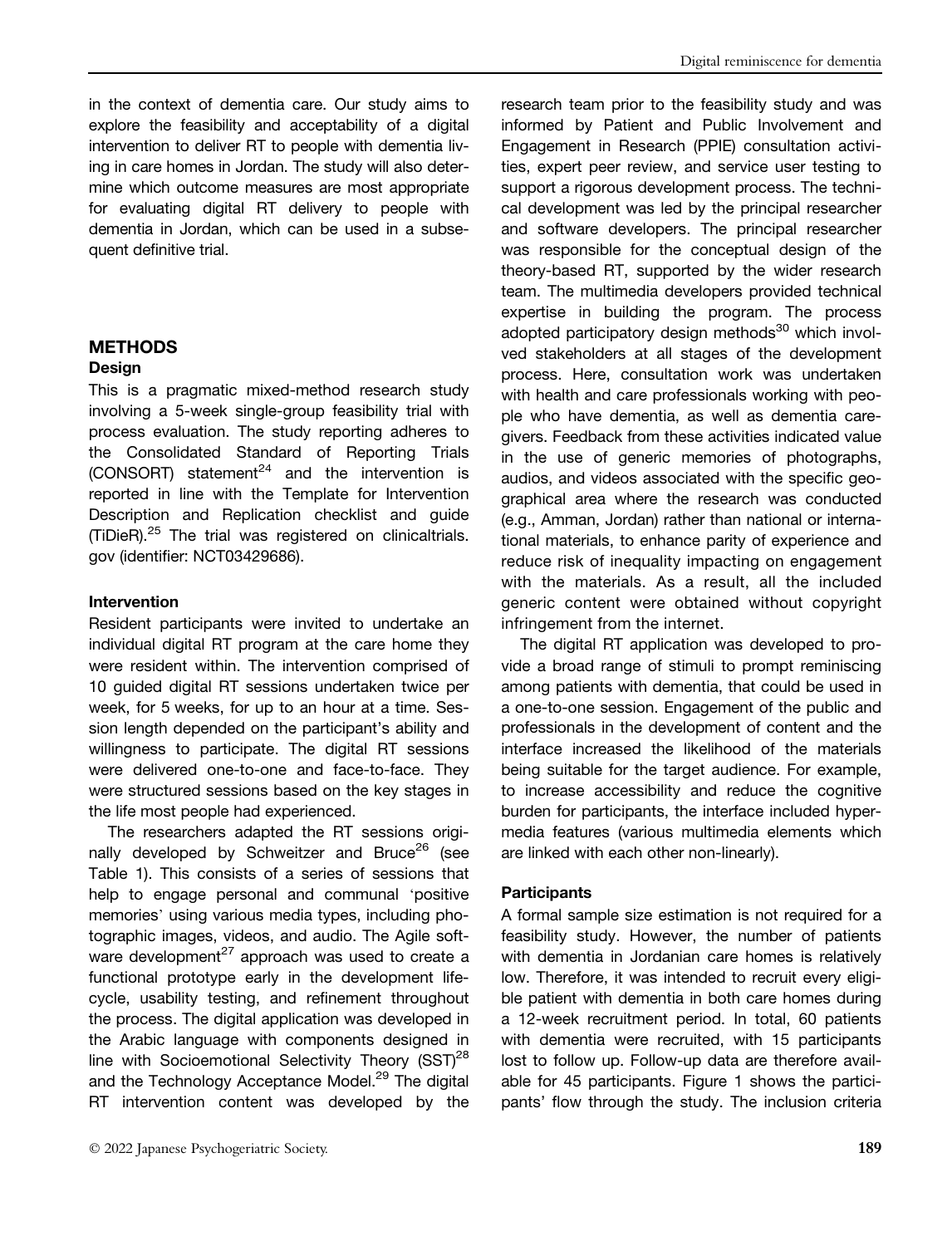in the context of dementia care. Our study aims to explore the feasibility and acceptability of a digital intervention to deliver RT to people with dementia living in care homes in Jordan. The study will also determine which outcome measures are most appropriate for evaluating digital RT delivery to people with dementia in Jordan, which can be used in a subsequent definitive trial.

## METHODS

### Design

This is a pragmatic mixed-method research study involving a 5-week single-group feasibility trial with process evaluation. The study reporting adheres to the Consolidated Standard of Reporting Trials (CONSORT) statement[24] and the intervention is reported in line with the Template for Intervention Description and Replication checklist and guide (TiDieR).[25] The trial was registered on clinicaltrials.gov (identifier: NCT03429686).

### Intervention

Resident participants were invited to undertake an individual digital RT program at the care home they were resident within. The intervention comprised of 10 guided digital RT sessions undertaken twice per week, for 5 weeks, for up to an hour at a time. Session length depended on the participant's ability and willingness to participate. The digital RT sessions were delivered one-to-one and face-to-face. They were structured sessions based on the key stages in the life most people had experienced.

The researchers adapted the RT sessions originally developed by Schweitzer and Bruce[26] (see Table 1). This consists of a series of sessions that help to engage personal and communal 'positive memories' using various media types, including photographic images, videos, and audio. The Agile software development[27] approach was used to create a functional prototype early in the development lifecycle, usability testing, and refinement throughout the process. The digital application was developed in the Arabic language with components designed in line with Socioemotional Selectivity Theory (SST)[28] and the Technology Acceptance Model.[29] The digital RT intervention content was developed by the research team prior to the feasibility study and was informed by Patient and Public Involvement and Engagement in Research (PPIE) consultation activities, expert peer review, and service user testing to support a rigorous development process. The technical development was led by the principal researcher and software developers. The principal researcher was responsible for the conceptual design of the theory-based RT, supported by the wider research team. The multimedia developers provided technical expertise in building the program. The process adopted participatory design methods[30] which involved stakeholders at all stages of the development process. Here, consultation work was undertaken with health and care professionals working with people who have dementia, as well as dementia caregivers. Feedback from these activities indicated value in the use of generic memories of photographs, audios, and videos associated with the specific geographical area where the research was conducted (e.g., Amman, Jordan) rather than national or international materials, to enhance parity of experience and reduce risk of inequality impacting on engagement with the materials. As a result, all the included generic content were obtained without copyright infringement from the internet.

The digital RT application was developed to provide a broad range of stimuli to prompt reminiscing among patients with dementia, that could be used in a one-to-one session. Engagement of the public and professionals in the development of content and the interface increased the likelihood of the materials being suitable for the target audience. For example, to increase accessibility and reduce the cognitive burden for participants, the interface included hypermedia features (various multimedia elements which are linked with each other non-linearly).

### Participants

A formal sample size estimation is not required for a feasibility study. However, the number of patients with dementia in Jordanian care homes is relatively low. Therefore, it was intended to recruit every eligible patient with dementia in both care homes during a 12-week recruitment period. In total, 60 patients with dementia were recruited, with 15 participants lost to follow up. Follow-up data are therefore available for 45 participants. Figure 1 shows the participants' flow through the study. The inclusion criteria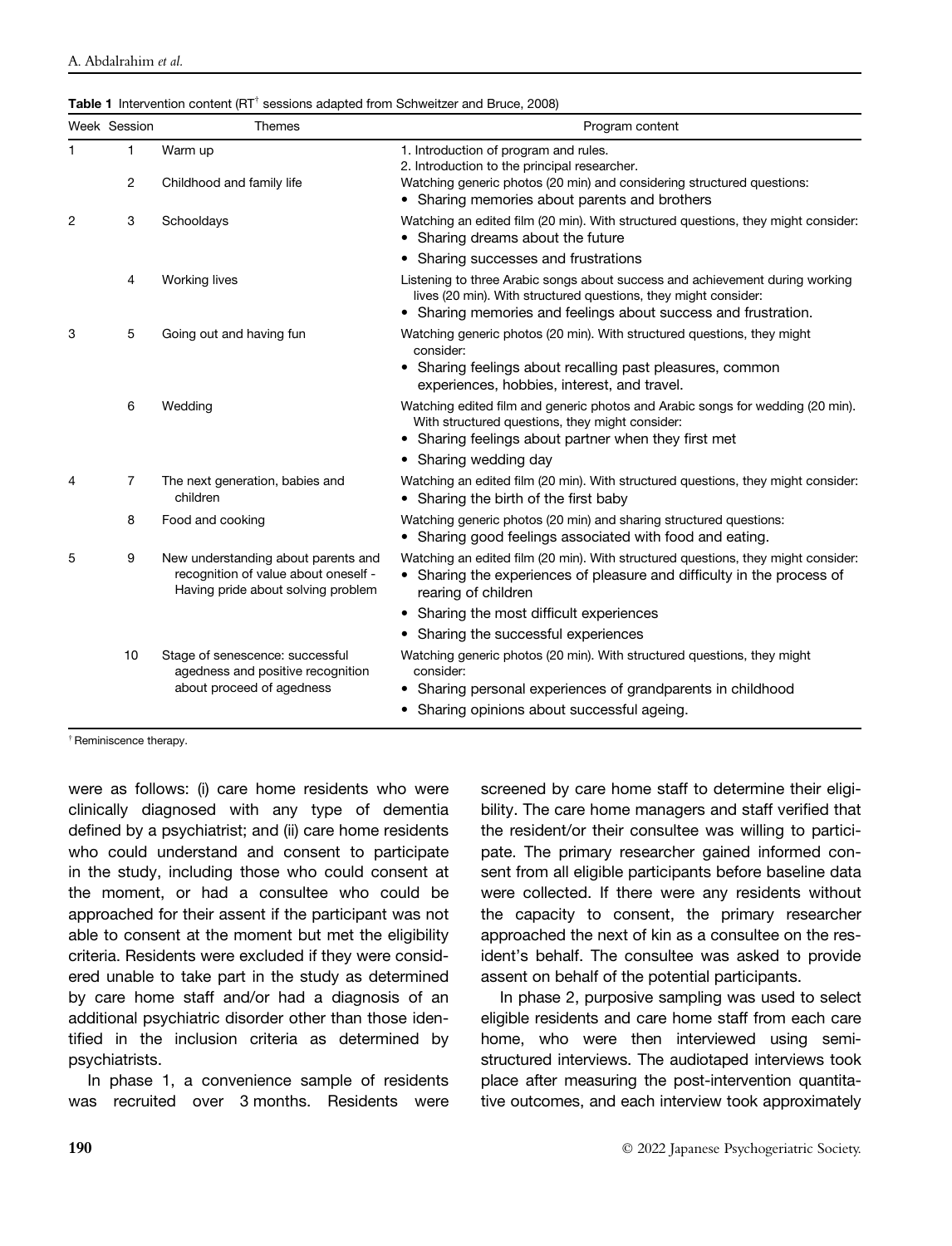**Table 1** Intervention content (RT[†] sessions adapted from Schweitzer and Bruce, 2008)

| Week | Session | Themes | Program content |
|---|---|---|---|
| 1 | 1 | Warm up | 1. Introduction of program and rules. 2. Introduction to the principal researcher. |
| | 2 | Childhood and family life | Watching generic photos (20 min) and considering structured questions: • Sharing memories about parents and brothers |
| 2 | 3 | Schooldays | Watching an edited film (20 min). With structured questions, they might consider: • Sharing dreams about the future • Sharing successes and frustrations |
| | 4 | Working lives | Listening to three Arabic songs about success and achievement during working lives (20 min). With structured questions, they might consider: • Sharing memories and feelings about success and frustration. |
| 3 | 5 | Going out and having fun | Watching generic photos (20 min). With structured questions, they might consider: • Sharing feelings about recalling past pleasures, common experiences, hobbies, interest, and travel. |
| | 6 | Wedding | Watching edited film and generic photos and Arabic songs for wedding (20 min). With structured questions, they might consider: • Sharing feelings about partner when they first met • Sharing wedding day |
| 4 | 7 | The next generation, babies and children | Watching an edited film (20 min). With structured questions, they might consider: • Sharing the birth of the first baby |
| | 8 | Food and cooking | Watching generic photos (20 min) and sharing structured questions: • Sharing good feelings associated with food and eating. |
| 5 | 9 | New understanding about parents and recognition of value about oneself - Having pride about solving problem | Watching an edited film (20 min). With structured questions, they might consider: • Sharing the experiences of pleasure and difficulty in the process of rearing of children • Sharing the most difficult experiences • Sharing the successful experiences |
| | 10 | Stage of senescence: successful agedness and positive recognition about proceed of agedness | Watching generic photos (20 min). With structured questions, they might consider: • Sharing personal experiences of grandparents in childhood • Sharing opinions about successful ageing. |

[†] Reminiscence therapy.

were as follows: (i) care home residents who were clinically diagnosed with any type of dementia defined by a psychiatrist; and (ii) care home residents who could understand and consent to participate in the study, including those who could consent at the moment, or had a consultee who could be approached for their assent if the participant was not able to consent at the moment but met the eligibility criteria. Residents were excluded if they were considered unable to take part in the study as determined by care home staff and/or had a diagnosis of an additional psychiatric disorder other than those identified in the inclusion criteria as determined by psychiatrists.

In phase 1, a convenience sample of residents was recruited over 3 months. Residents were screened by care home staff to determine their eligibility. The care home managers and staff verified that the resident/or their consultee was willing to participate. The primary researcher gained informed consent from all eligible participants before baseline data were collected. If there were any residents without the capacity to consent, the primary researcher approached the next of kin as a consultee on the resident's behalf. The consultee was asked to provide assent on behalf of the potential participants.

In phase 2, purposive sampling was used to select eligible residents and care home staff from each care home, who were then interviewed using semi-structured interviews. The audiotaped interviews took place after measuring the post-intervention quantitative outcomes, and each interview took approximately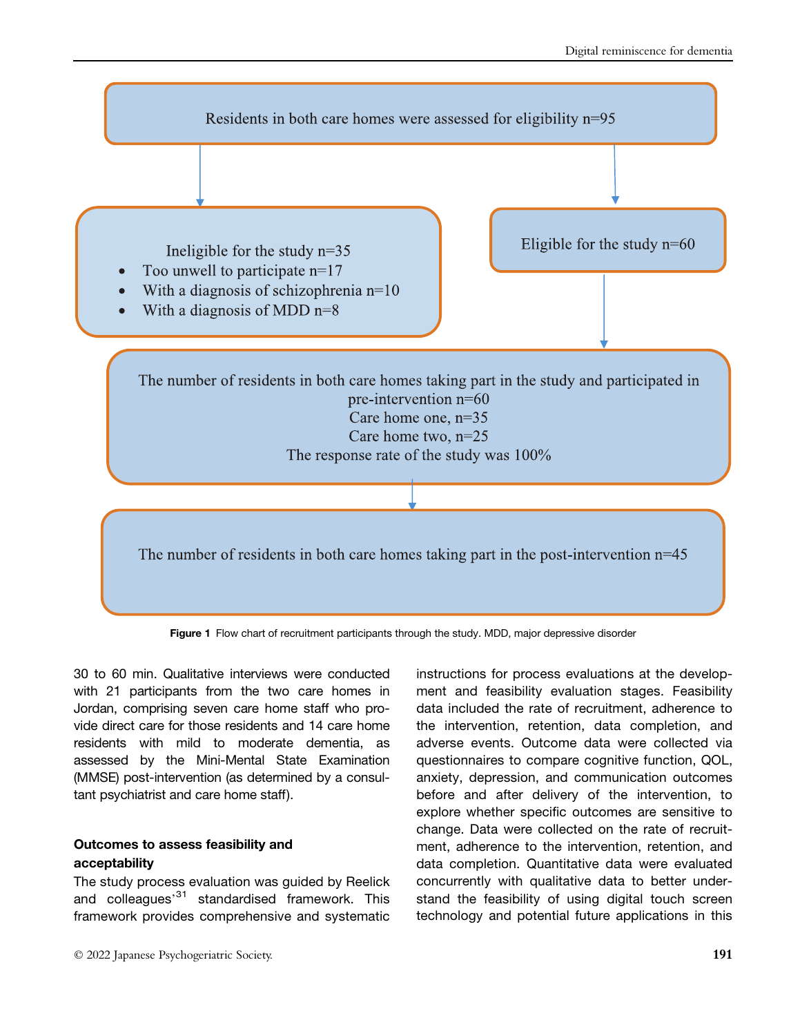Residents in both care homes were assessed for eligibility n=95

Ineligible for the study n=35

- Too unwell to participate n=17
- With a diagnosis of schizophrenia n=10
- With a diagnosis of MDD n=8

Eligible for the study n=60

The number of residents in both care homes taking part in the study and participated in pre-intervention n=60
Care home one, n=35
Care home two, n=25
The response rate of the study was 100%

The number of residents in both care homes taking part in the post-intervention n=45

**Figure 1** Flow chart of recruitment participants through the study. MDD, major depressive disorder

30 to 60 min. Qualitative interviews were conducted with 21 participants from the two care homes in Jordan, comprising seven care home staff who provide direct care for those residents and 14 care home residents with mild to moderate dementia, as assessed by the Mini-Mental State Examination (MMSE) post-intervention (as determined by a consultant psychiatrist and care home staff).

### Outcomes to assess feasibility and acceptability

The study process evaluation was guided by Reelick and colleagues'[31] standardised framework. This framework provides comprehensive and systematic instructions for process evaluations at the development and feasibility evaluation stages. Feasibility data included the rate of recruitment, adherence to the intervention, retention, data completion, and adverse events. Outcome data were collected via questionnaires to compare cognitive function, QOL, anxiety, depression, and communication outcomes before and after delivery of the intervention, to explore whether specific outcomes are sensitive to change. Data were collected on the rate of recruitment, adherence to the intervention, retention, and data completion. Quantitative data were evaluated concurrently with qualitative data to better understand the feasibility of using digital touch screen technology and potential future applications in this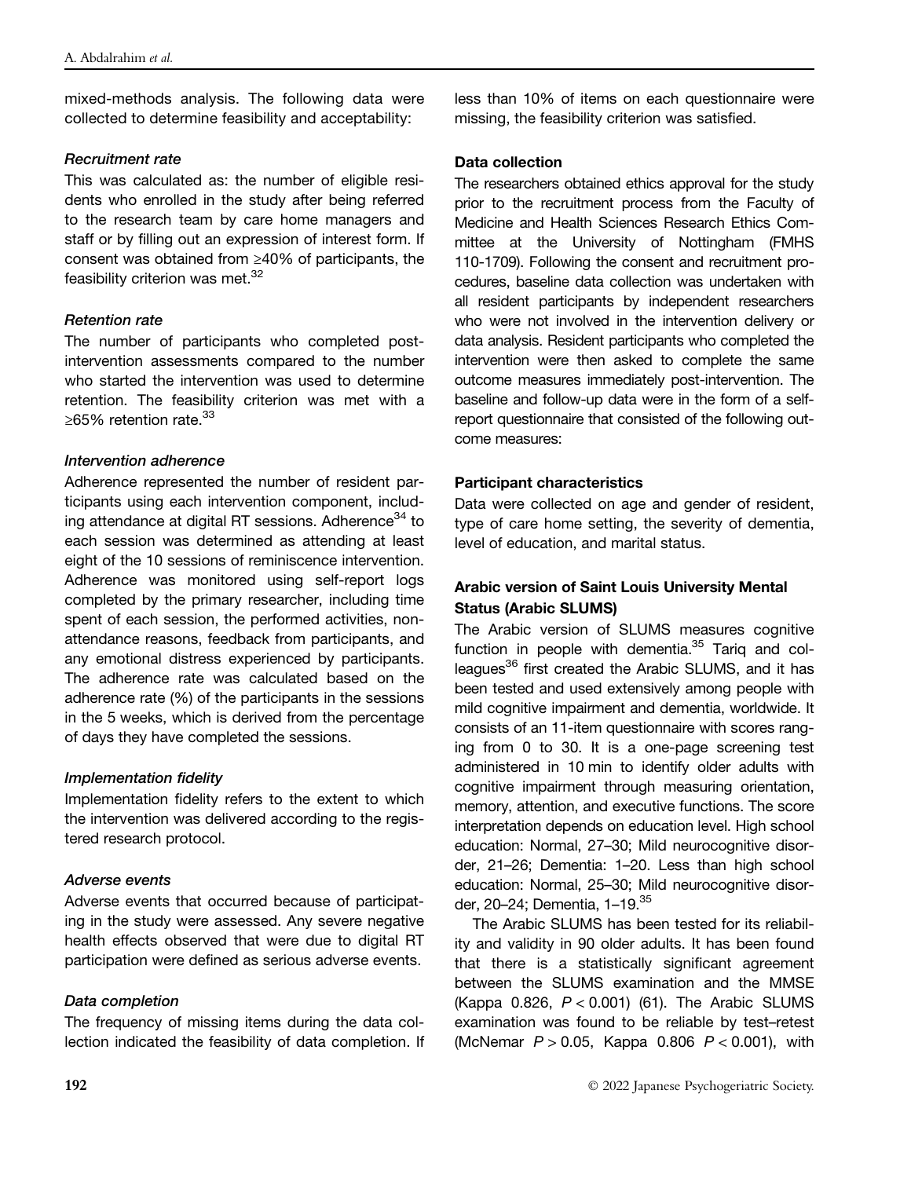mixed-methods analysis. The following data were collected to determine feasibility and acceptability:

#### *Recruitment rate*

This was calculated as: the number of eligible residents who enrolled in the study after being referred to the research team by care home managers and staff or by filling out an expression of interest form. If consent was obtained from ≥40% of participants, the feasibility criterion was met.[32]

#### *Retention rate*

The number of participants who completed post-intervention assessments compared to the number who started the intervention was used to determine retention. The feasibility criterion was met with a ≥65% retention rate.[33]

#### *Intervention adherence*

Adherence represented the number of resident participants using each intervention component, including attendance at digital RT sessions. Adherence[34] to each session was determined as attending at least eight of the 10 sessions of reminiscence intervention. Adherence was monitored using self-report logs completed by the primary researcher, including time spent of each session, the performed activities, non-attendance reasons, feedback from participants, and any emotional distress experienced by participants. The adherence rate was calculated based on the adherence rate (%) of the participants in the sessions in the 5 weeks, which is derived from the percentage of days they have completed the sessions.

#### *Implementation fidelity*

Implementation fidelity refers to the extent to which the intervention was delivered according to the registered research protocol.

#### *Adverse events*

Adverse events that occurred because of participating in the study were assessed. Any severe negative health effects observed that were due to digital RT participation were defined as serious adverse events.

#### *Data completion*

The frequency of missing items during the data collection indicated the feasibility of data completion. If less than 10% of items on each questionnaire were missing, the feasibility criterion was satisfied.

### Data collection

The researchers obtained ethics approval for the study prior to the recruitment process from the Faculty of Medicine and Health Sciences Research Ethics Committee at the University of Nottingham (FMHS 110-1709). Following the consent and recruitment procedures, baseline data collection was undertaken with all resident participants by independent researchers who were not involved in the intervention delivery or data analysis. Resident participants who completed the intervention were then asked to complete the same outcome measures immediately post-intervention. The baseline and follow-up data were in the form of a self-report questionnaire that consisted of the following outcome measures:

### Participant characteristics

Data were collected on age and gender of resident, type of care home setting, the severity of dementia, level of education, and marital status.

### Arabic version of Saint Louis University Mental Status (Arabic SLUMS)

The Arabic version of SLUMS measures cognitive function in people with dementia.[35] Tariq and colleagues[36] first created the Arabic SLUMS, and it has been tested and used extensively among people with mild cognitive impairment and dementia, worldwide. It consists of an 11-item questionnaire with scores ranging from 0 to 30. It is a one-page screening test administered in 10 min to identify older adults with cognitive impairment through measuring orientation, memory, attention, and executive functions. The score interpretation depends on education level. High school education: Normal, 27–30; Mild neurocognitive disorder, 21–26; Dementia: 1–20. Less than high school education: Normal, 25–30; Mild neurocognitive disorder, 20–24; Dementia, 1–19.[35]

The Arabic SLUMS has been tested for its reliability and validity in 90 older adults. It has been found that there is a statistically significant agreement between the SLUMS examination and the MMSE (Kappa 0.826, $P < 0.001$) (61). The Arabic SLUMS examination was found to be reliable by test–retest (McNemar $P > 0.05$, Kappa 0.806 $P < 0.001$), with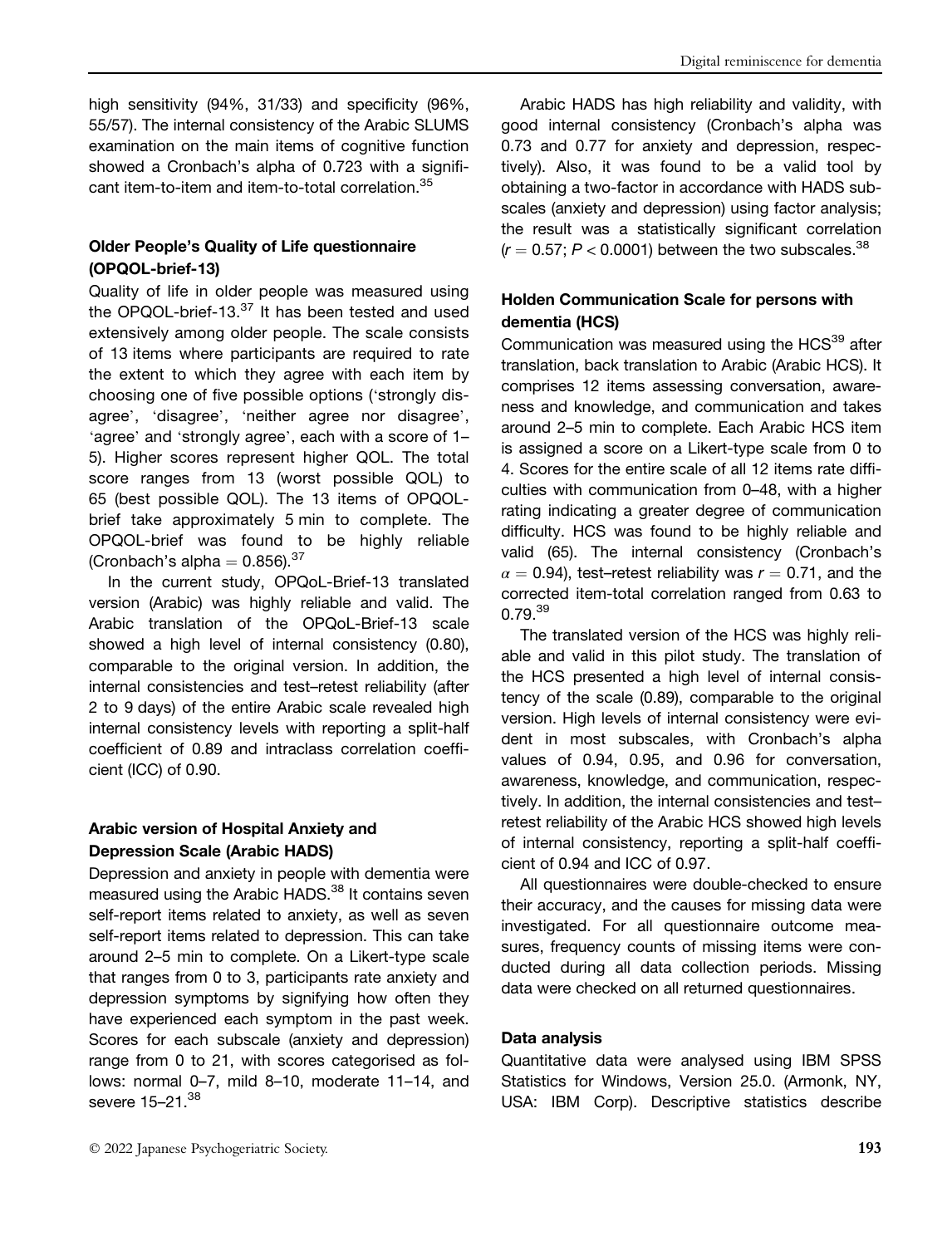high sensitivity (94%, 31/33) and specificity (96%, 55/57). The internal consistency of the Arabic SLUMS examination on the main items of cognitive function showed a Cronbach's alpha of 0.723 with a significant item-to-item and item-to-total correlation.[35]

### Older People's Quality of Life questionnaire (OPQOL-brief-13)

Quality of life in older people was measured using the OPQOL-brief-13.[37] It has been tested and used extensively among older people. The scale consists of 13 items where participants are required to rate the extent to which they agree with each item by choosing one of five possible options ('strongly disagree', 'disagree', 'neither agree nor disagree', 'agree' and 'strongly agree', each with a score of 1–5). Higher scores represent higher QOL. The total score ranges from 13 (worst possible QOL) to 65 (best possible QOL). The 13 items of OPQOL-brief take approximately 5 min to complete. The OPQOL-brief was found to be highly reliable (Cronbach's alpha = 0.856).[37]

In the current study, OPQoL-Brief-13 translated version (Arabic) was highly reliable and valid. The Arabic translation of the OPQoL-Brief-13 scale showed a high level of internal consistency (0.80), comparable to the original version. In addition, the internal consistencies and test–retest reliability (after 2 to 9 days) of the entire Arabic scale revealed high internal consistency levels with reporting a split-half coefficient of 0.89 and intraclass correlation coefficient (ICC) of 0.90.

### Arabic version of Hospital Anxiety and Depression Scale (Arabic HADS)

Depression and anxiety in people with dementia were measured using the Arabic HADS.[38] It contains seven self-report items related to anxiety, as well as seven self-report items related to depression. This can take around 2–5 min to complete. On a Likert-type scale that ranges from 0 to 3, participants rate anxiety and depression symptoms by signifying how often they have experienced each symptom in the past week. Scores for each subscale (anxiety and depression) range from 0 to 21, with scores categorised as follows: normal 0–7, mild 8–10, moderate 11–14, and severe 15–21.[38]

Arabic HADS has high reliability and validity, with good internal consistency (Cronbach's alpha was 0.73 and 0.77 for anxiety and depression, respectively). Also, it was found to be a valid tool by obtaining a two-factor in accordance with HADS subscales (anxiety and depression) using factor analysis; the result was a statistically significant correlation ($r = 0.57$; $P < 0.0001$) between the two subscales.[38]

### Holden Communication Scale for persons with dementia (HCS)

Communication was measured using the HCS[39] after translation, back translation to Arabic (Arabic HCS). It comprises 12 items assessing conversation, awareness and knowledge, and communication and takes around 2–5 min to complete. Each Arabic HCS item is assigned a score on a Likert-type scale from 0 to 4. Scores for the entire scale of all 12 items rate difficulties with communication from 0–48, with a higher rating indicating a greater degree of communication difficulty. HCS was found to be highly reliable and valid (65). The internal consistency (Cronbach's $\alpha = 0.94$), test–retest reliability was $r = 0.71$, and the corrected item-total correlation ranged from 0.63 to 0.79.[39]

The translated version of the HCS was highly reliable and valid in this pilot study. The translation of the HCS presented a high level of internal consistency of the scale (0.89), comparable to the original version. High levels of internal consistency were evident in most subscales, with Cronbach's alpha values of 0.94, 0.95, and 0.96 for conversation, awareness, knowledge, and communication, respectively. In addition, the internal consistencies and test–retest reliability of the Arabic HCS showed high levels of internal consistency, reporting a split-half coefficient of 0.94 and ICC of 0.97.

All questionnaires were double-checked to ensure their accuracy, and the causes for missing data were investigated. For all questionnaire outcome measures, frequency counts of missing items were conducted during all data collection periods. Missing data were checked on all returned questionnaires.

### Data analysis

Quantitative data were analysed using IBM SPSS Statistics for Windows, Version 25.0. (Armonk, NY, USA: IBM Corp). Descriptive statistics describe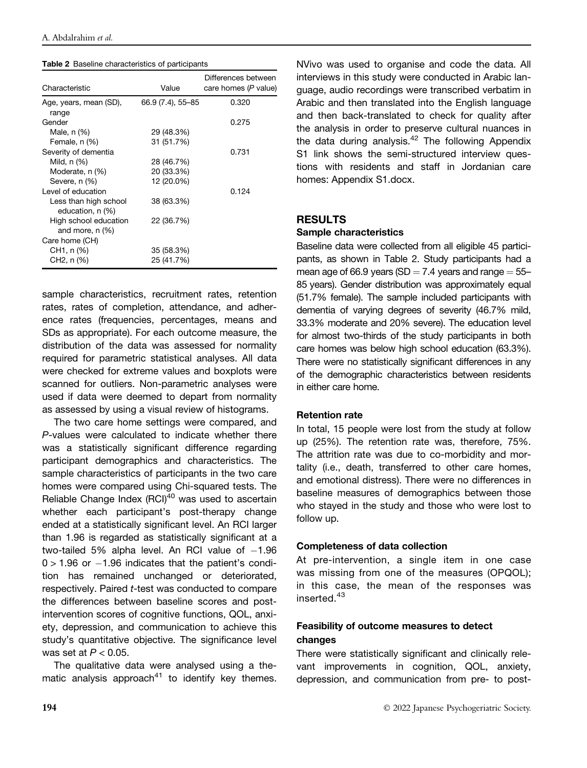**Table 2** Baseline characteristics of participants

| Characteristic | Value | Differences between care homes (*P* value) |
|---|---|---|
| Age, years, mean (SD), range | 66.9 (7.4), 55–85 | 0.320 |
| Gender | | 0.275 |
| Male, n (%) | 29 (48.3%) | |
| Female, n (%) | 31 (51.7%) | |
| Severity of dementia | | 0.731 |
| Mild, n (%) | 28 (46.7%) | |
| Moderate, n (%) | 20 (33.3%) | |
| Severe, n (%) | 12 (20.0%) | |
| Level of education | | 0.124 |
| Less than high school education, n (%) | 38 (63.3%) | |
| High school education and more, n (%) | 22 (36.7%) | |
| Care home (CH) | | |
| CH1, n (%) | 35 (58.3%) | |
| CH2, n (%) | 25 (41.7%) | |

sample characteristics, recruitment rates, retention rates, rates of completion, attendance, and adherence rates (frequencies, percentages, means and SDs as appropriate). For each outcome measure, the distribution of the data was assessed for normality required for parametric statistical analyses. All data were checked for extreme values and boxplots were scanned for outliers. Non-parametric analyses were used if data were deemed to depart from normality as assessed by using a visual review of histograms.

The two care home settings were compared, and *P*-values were calculated to indicate whether there was a statistically significant difference regarding participant demographics and characteristics. The sample characteristics of participants in the two care homes were compared using Chi-squared tests. The Reliable Change Index (RCI)[40] was used to ascertain whether each participant's post-therapy change ended at a statistically significant level. An RCI larger than 1.96 is regarded as statistically significant at a two-tailed 5% alpha level. An RCI value of $-1.96$ $0 > 1.96$ or $-1.96$ indicates that the patient's condition has remained unchanged or deteriorated, respectively. Paired *t*-test was conducted to compare the differences between baseline scores and post-intervention scores of cognitive functions, QOL, anxiety, depression, and communication to achieve this study's quantitative objective. The significance level was set at $P < 0.05$.

The qualitative data were analysed using a thematic analysis approach[41] to identify key themes. NVivo was used to organise and code the data. All interviews in this study were conducted in Arabic language, audio recordings were transcribed verbatim in Arabic and then translated into the English language and then back-translated to check for quality after the analysis in order to preserve cultural nuances in the data during analysis.[42] The following Appendix S1 link shows the semi-structured interview questions with residents and staff in Jordanian care homes: Appendix S1.docx.

## RESULTS

### Sample characteristics

Baseline data were collected from all eligible 45 participants, as shown in Table 2. Study participants had a mean age of 66.9 years (SD = 7.4 years and range = 55–85 years). Gender distribution was approximately equal (51.7% female). The sample included participants with dementia of varying degrees of severity (46.7% mild, 33.3% moderate and 20% severe). The education level for almost two-thirds of the study participants in both care homes was below high school education (63.3%). There were no statistically significant differences in any of the demographic characteristics between residents in either care home.

### Retention rate

In total, 15 people were lost from the study at follow up (25%). The retention rate was, therefore, 75%. The attrition rate was due to co-morbidity and mortality (i.e., death, transferred to other care homes, and emotional distress). There were no differences in baseline measures of demographics between those who stayed in the study and those who were lost to follow up.

### Completeness of data collection

At pre-intervention, a single item in one case was missing from one of the measures (OPQOL); in this case, the mean of the responses was inserted.[43]

### Feasibility of outcome measures to detect changes

There were statistically significant and clinically relevant improvements in cognition, QOL, anxiety, depression, and communication from pre- to post-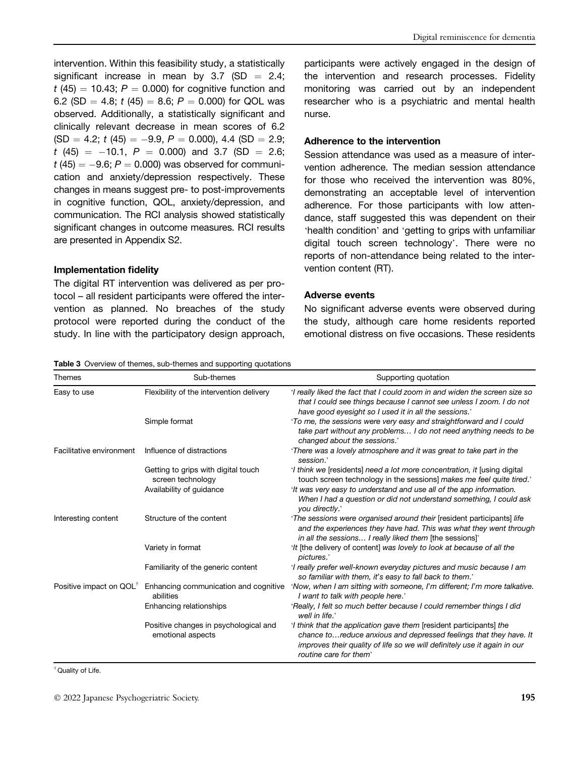intervention. Within this feasibility study, a statistically significant increase in mean by 3.7 (SD = 2.4; $t$ (45) = 10.43; $P$ = 0.000) for cognitive function and 6.2 (SD = 4.8; $t$ (45) = 8.6; $P$ = 0.000) for QOL was observed. Additionally, a statistically significant and clinically relevant decrease in mean scores of 6.2 (SD = 4.2; $t$ (45) = −9.9, $P$ = 0.000), 4.4 (SD = 2.9; $t$ (45) = −10.1, $P$ = 0.000) and 3.7 (SD = 2.6; $t$ (45) = −9.6; $P$ = 0.000) was observed for communication and anxiety/depression respectively. These changes in means suggest pre- to post-improvements in cognitive function, QOL, anxiety/depression, and communication. The RCI analysis showed statistically significant changes in outcome measures. RCI results are presented in Appendix S2.

### Implementation fidelity

The digital RT intervention was delivered as per protocol – all resident participants were offered the intervention as planned. No breaches of the study protocol were reported during the conduct of the study. In line with the participatory design approach, participants were actively engaged in the design of the intervention and research processes. Fidelity monitoring was carried out by an independent researcher who is a psychiatric and mental health nurse.

### Adherence to the intervention

Session attendance was used as a measure of intervention adherence. The median session attendance for those who received the intervention was 80%, demonstrating an acceptable level of intervention adherence. For those participants with low attendance, staff suggested this was dependent on their 'health condition' and 'getting to grips with unfamiliar digital touch screen technology'. There were no reports of non-attendance being related to the intervention content (RT).

### Adverse events

No significant adverse events were observed during the study, although care home residents reported emotional distress on five occasions. These residents

**Table 3** Overview of themes, sub-themes and supporting quotations

| Themes | Sub-themes | Supporting quotation |
|---|---|---|
| Easy to use | Flexibility of the intervention delivery | '*I really liked the fact that I could zoom in and widen the screen size so that I could see things because I cannot see unless I zoom. I do not have good eyesight so I used it in all the sessions*.' |
| | Simple format | '*To me, the sessions were very easy and straightforward and I could take part without any problems… I do not need anything needs to be changed about the sessions*.' |
| Facilitative environment | Influence of distractions | '*There was a lovely atmosphere and it was great to take part in the session*.' |
| | Getting to grips with digital touch screen technology | '*I think we* [residents] *need a lot more concentration, it* [using digital touch screen technology in the sessions] *makes me feel quite tired*.' |
| | Availability of guidance | '*It was very easy to understand and use all of the app information. When I had a question or did not understand something, I could ask you directly*.' |
| Interesting content | Structure of the content | '*The sessions were organised around their* [resident participants] *life and the experiences they have had. This was what they went through in all the sessions… I really liked them* [the sessions]' |
| | Variety in format | '*It* [the delivery of content] *was lovely to look at because of all the pictures*.' |
| | Familiarity of the generic content | '*I really prefer well-known everyday pictures and music because I am so familiar with them, it's easy to fall back to them*.' |
| Positive impact on QOL[†] | Enhancing communication and cognitive abilities | '*Now, when I am sitting with someone, I'm different; I'm more talkative. I want to talk with people here*.' |
| | Enhancing relationships | '*Really, I felt so much better because I could remember things I did well in life*.' |
| | Positive changes in psychological and emotional aspects | '*I think that the application gave them* [resident participants] *the chance to…reduce anxious and depressed feelings that they have. It improves their quality of life so we will definitely use it again in our routine care for them*' |

[†] Quality of Life.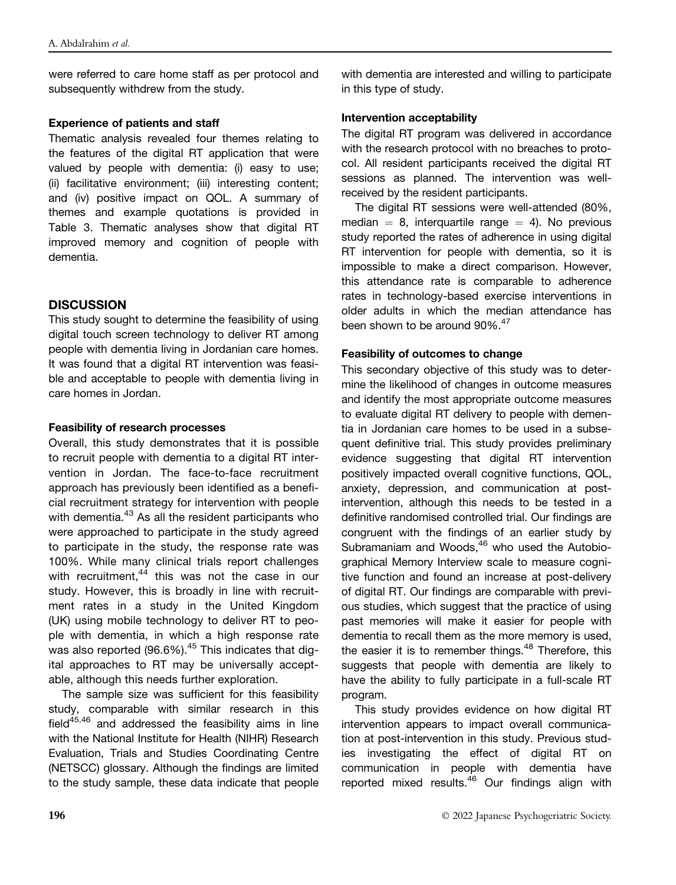were referred to care home staff as per protocol and subsequently withdrew from the study.

#### Experience of patients and staff

Thematic analysis revealed four themes relating to the features of the digital RT application that were valued by people with dementia: (i) easy to use; (ii) facilitative environment; (iii) interesting content; and (iv) positive impact on QOL. A summary of themes and example quotations is provided in Table 3. Thematic analyses show that digital RT improved memory and cognition of people with dementia.

## DISCUSSION

This study sought to determine the feasibility of using digital touch screen technology to deliver RT among people with dementia living in Jordanian care homes. It was found that a digital RT intervention was feasible and acceptable to people with dementia living in care homes in Jordan.

#### Feasibility of research processes

Overall, this study demonstrates that it is possible to recruit people with dementia to a digital RT intervention in Jordan. The face-to-face recruitment approach has previously been identified as a beneficial recruitment strategy for intervention with people with dementia.[43] As all the resident participants who were approached to participate in the study agreed to participate in the study, the response rate was 100%. While many clinical trials report challenges with recruitment,[44] this was not the case in our study. However, this is broadly in line with recruitment rates in a study in the United Kingdom (UK) using mobile technology to deliver RT to people with dementia, in which a high response rate was also reported (96.6%).[45] This indicates that digital approaches to RT may be universally acceptable, although this needs further exploration.

The sample size was sufficient for this feasibility study, comparable with similar research in this field[45,46] and addressed the feasibility aims in line with the National Institute for Health (NIHR) Research Evaluation, Trials and Studies Coordinating Centre (NETSCC) glossary. Although the findings are limited to the study sample, these data indicate that people with dementia are interested and willing to participate in this type of study.

#### Intervention acceptability

The digital RT program was delivered in accordance with the research protocol with no breaches to protocol. All resident participants received the digital RT sessions as planned. The intervention was well-received by the resident participants.

The digital RT sessions were well-attended (80%, median = 8, interquartile range = 4). No previous study reported the rates of adherence in using digital RT intervention for people with dementia, so it is impossible to make a direct comparison. However, this attendance rate is comparable to adherence rates in technology-based exercise interventions in older adults in which the median attendance has been shown to be around 90%.[47]

#### Feasibility of outcomes to change

This secondary objective of this study was to determine the likelihood of changes in outcome measures and identify the most appropriate outcome measures to evaluate digital RT delivery to people with dementia in Jordanian care homes to be used in a subsequent definitive trial. This study provides preliminary evidence suggesting that digital RT intervention positively impacted overall cognitive functions, QOL, anxiety, depression, and communication at post-intervention, although this needs to be tested in a definitive randomised controlled trial. Our findings are congruent with the findings of an earlier study by Subramaniam and Woods,[46] who used the Autobiographical Memory Interview scale to measure cognitive function and found an increase at post-delivery of digital RT. Our findings are comparable with previous studies, which suggest that the practice of using past memories will make it easier for people with dementia to recall them as the more memory is used, the easier it is to remember things.[48] Therefore, this suggests that people with dementia are likely to have the ability to fully participate in a full-scale RT program.

This study provides evidence on how digital RT intervention appears to impact overall communication at post-intervention in this study. Previous studies investigating the effect of digital RT on communication in people with dementia have reported mixed results.[46] Our findings align with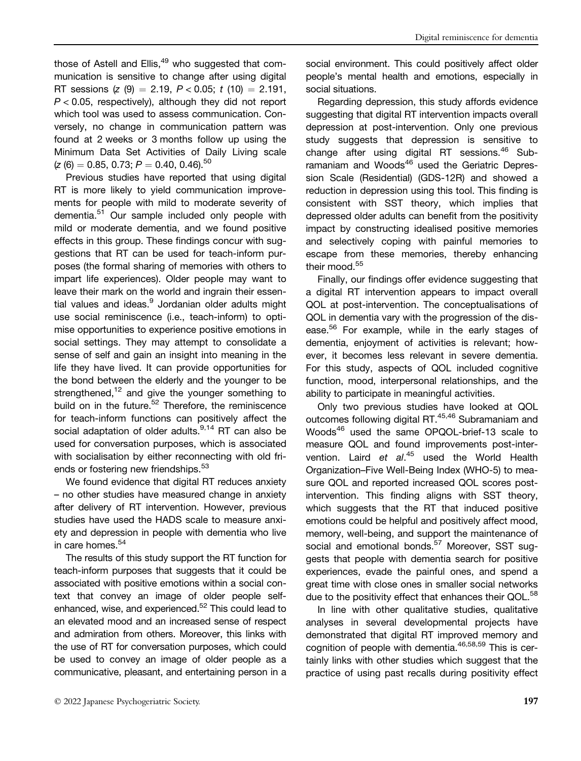those of Astell and Ellis,[49] who suggested that communication is sensitive to change after using digital RT sessions ($z$ (9) = 2.19, $P < 0.05$; $t$ (10) = 2.191, $P < 0.05$, respectively), although they did not report which tool was used to assess communication. Conversely, no change in communication pattern was found at 2 weeks or 3 months follow up using the Minimum Data Set Activities of Daily Living scale ($z$ (6) = 0.85, 0.73; $P$ = 0.40, 0.46).[50]

Previous studies have reported that using digital RT is more likely to yield communication improvements for people with mild to moderate severity of dementia.[51] Our sample included only people with mild or moderate dementia, and we found positive effects in this group. These findings concur with suggestions that RT can be used for teach-inform purposes (the formal sharing of memories with others to impart life experiences). Older people may want to leave their mark on the world and ingrain their essential values and ideas.[9] Jordanian older adults might use social reminiscence (i.e., teach-inform) to optimise opportunities to experience positive emotions in social settings. They may attempt to consolidate a sense of self and gain an insight into meaning in the life they have lived. It can provide opportunities for the bond between the elderly and the younger to be strengthened,[12] and give the younger something to build on in the future.[52] Therefore, the reminiscence for teach-inform functions can positively affect the social adaptation of older adults.[9,14] RT can also be used for conversation purposes, which is associated with socialisation by either reconnecting with old friends or fostering new friendships.[53]

We found evidence that digital RT reduces anxiety – no other studies have measured change in anxiety after delivery of RT intervention. However, previous studies have used the HADS scale to measure anxiety and depression in people with dementia who live in care homes.[54]

The results of this study support the RT function for teach-inform purposes that suggests that it could be associated with positive emotions within a social context that convey an image of older people self-enhanced, wise, and experienced.[52] This could lead to an elevated mood and an increased sense of respect and admiration from others. Moreover, this links with the use of RT for conversation purposes, which could be used to convey an image of older people as a communicative, pleasant, and entertaining person in a social environment. This could positively affect older people's mental health and emotions, especially in social situations.

Regarding depression, this study affords evidence suggesting that digital RT intervention impacts overall depression at post-intervention. Only one previous study suggests that depression is sensitive to change after using digital RT sessions.[46] Subramaniam and Woods[46] used the Geriatric Depression Scale (Residential) (GDS-12R) and showed a reduction in depression using this tool. This finding is consistent with SST theory, which implies that depressed older adults can benefit from the positivity impact by constructing idealised positive memories and selectively coping with painful memories to escape from these memories, thereby enhancing their mood.[55]

Finally, our findings offer evidence suggesting that a digital RT intervention appears to impact overall QOL at post-intervention. The conceptualisations of QOL in dementia vary with the progression of the disease.[56] For example, while in the early stages of dementia, enjoyment of activities is relevant; however, it becomes less relevant in severe dementia. For this study, aspects of QOL included cognitive function, mood, interpersonal relationships, and the ability to participate in meaningful activities.

Only two previous studies have looked at QOL outcomes following digital RT.[45,46] Subramaniam and Woods[46] used the same OPQOL-brief-13 scale to measure QOL and found improvements post-intervention. Laird *et al*.[45] used the World Health Organization–Five Well-Being Index (WHO-5) to measure QOL and reported increased QOL scores post-intervention. This finding aligns with SST theory, which suggests that the RT that induced positive emotions could be helpful and positively affect mood, memory, well-being, and support the maintenance of social and emotional bonds.[57] Moreover, SST suggests that people with dementia search for positive experiences, evade the painful ones, and spend a great time with close ones in smaller social networks due to the positivity effect that enhances their QOL.[58]

In line with other qualitative studies, qualitative analyses in several developmental projects have demonstrated that digital RT improved memory and cognition of people with dementia.[46,58,59] This is certainly links with other studies which suggest that the practice of using past recalls during positivity effect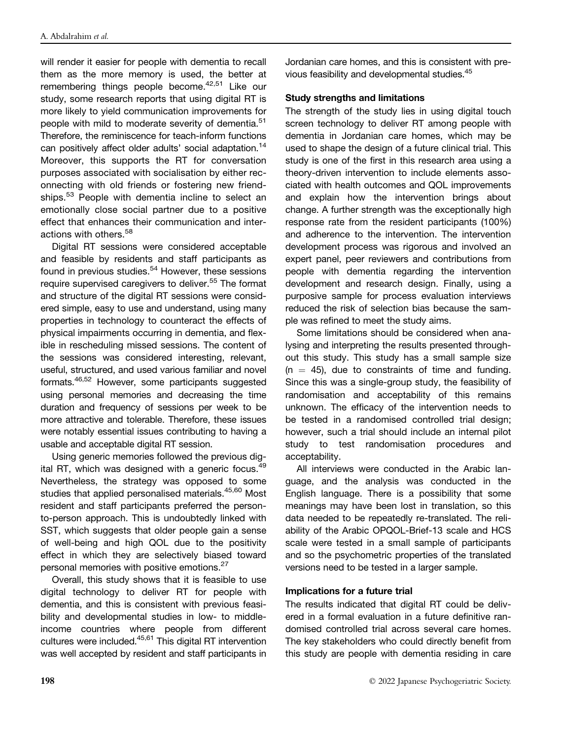will render it easier for people with dementia to recall them as the more memory is used, the better at remembering things people become.[42,51] Like our study, some research reports that using digital RT is more likely to yield communication improvements for people with mild to moderate severity of dementia.[51] Therefore, the reminiscence for teach-inform functions can positively affect older adults' social adaptation.[14] Moreover, this supports the RT for conversation purposes associated with socialisation by either reconnecting with old friends or fostering new friendships.[53] People with dementia incline to select an emotionally close social partner due to a positive effect that enhances their communication and interactions with others.[58]

Digital RT sessions were considered acceptable and feasible by residents and staff participants as found in previous studies.[54] However, these sessions require supervised caregivers to deliver.[55] The format and structure of the digital RT sessions were considered simple, easy to use and understand, using many properties in technology to counteract the effects of physical impairments occurring in dementia, and flexible in rescheduling missed sessions. The content of the sessions was considered interesting, relevant, useful, structured, and used various familiar and novel formats.[46,52] However, some participants suggested using personal memories and decreasing the time duration and frequency of sessions per week to be more attractive and tolerable. Therefore, these issues were notably essential issues contributing to having a usable and acceptable digital RT session.

Using generic memories followed the previous digital RT, which was designed with a generic focus.[49] Nevertheless, the strategy was opposed to some studies that applied personalised materials.[45,60] Most resident and staff participants preferred the person-to-person approach. This is undoubtedly linked with SST, which suggests that older people gain a sense of well-being and high QOL due to the positivity effect in which they are selectively biased toward personal memories with positive emotions.[27]

Overall, this study shows that it is feasible to use digital technology to deliver RT for people with dementia, and this is consistent with previous feasibility and developmental studies in low- to middle-income countries where people from different cultures were included.[45,61] This digital RT intervention was well accepted by resident and staff participants in Jordanian care homes, and this is consistent with previous feasibility and developmental studies.[45]

### Study strengths and limitations

The strength of the study lies in using digital touch screen technology to deliver RT among people with dementia in Jordanian care homes, which may be used to shape the design of a future clinical trial. This study is one of the first in this research area using a theory-driven intervention to include elements associated with health outcomes and QOL improvements and explain how the intervention brings about change. A further strength was the exceptionally high response rate from the resident participants (100%) and adherence to the intervention. The intervention development process was rigorous and involved an expert panel, peer reviewers and contributions from people with dementia regarding the intervention development and research design. Finally, using a purposive sample for process evaluation interviews reduced the risk of selection bias because the sample was refined to meet the study aims.

Some limitations should be considered when analysing and interpreting the results presented throughout this study. This study has a small sample size ($n = 45$), due to constraints of time and funding. Since this was a single-group study, the feasibility of randomisation and acceptability of this remains unknown. The efficacy of the intervention needs to be tested in a randomised controlled trial design; however, such a trial should include an internal pilot study to test randomisation procedures and acceptability.

All interviews were conducted in the Arabic language, and the analysis was conducted in the English language. There is a possibility that some meanings may have been lost in translation, so this data needed to be repeatedly re-translated. The reliability of the Arabic OPQOL-Brief-13 scale and HCS scale were tested in a small sample of participants and so the psychometric properties of the translated versions need to be tested in a larger sample.

### Implications for a future trial

The results indicated that digital RT could be delivered in a formal evaluation in a future definitive randomised controlled trial across several care homes. The key stakeholders who could directly benefit from this study are people with dementia residing in care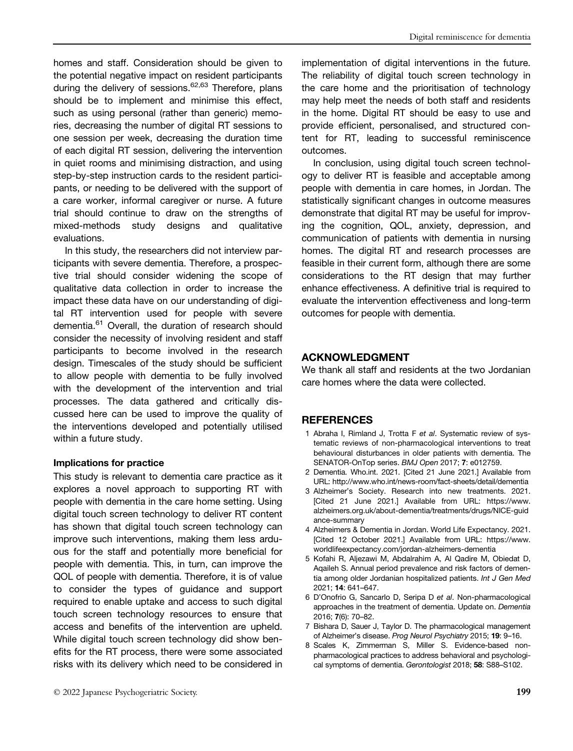homes and staff. Consideration should be given to the potential negative impact on resident participants during the delivery of sessions.[62,63] Therefore, plans should be to implement and minimise this effect, such as using personal (rather than generic) memories, decreasing the number of digital RT sessions to one session per week, decreasing the duration time of each digital RT session, delivering the intervention in quiet rooms and minimising distraction, and using step-by-step instruction cards to the resident participants, or needing to be delivered with the support of a care worker, informal caregiver or nurse. A future trial should continue to draw on the strengths of mixed-methods study designs and qualitative evaluations.

In this study, the researchers did not interview participants with severe dementia. Therefore, a prospective trial should consider widening the scope of qualitative data collection in order to increase the impact these data have on our understanding of digital RT intervention used for people with severe dementia.[61] Overall, the duration of research should consider the necessity of involving resident and staff participants to become involved in the research design. Timescales of the study should be sufficient to allow people with dementia to be fully involved with the development of the intervention and trial processes. The data gathered and critically discussed here can be used to improve the quality of the interventions developed and potentially utilised within a future study.

### Implications for practice

This study is relevant to dementia care practice as it explores a novel approach to supporting RT with people with dementia in the care home setting. Using digital touch screen technology to deliver RT content has shown that digital touch screen technology can improve such interventions, making them less arduous for the staff and potentially more beneficial for people with dementia. This, in turn, can improve the QOL of people with dementia. Therefore, it is of value to consider the types of guidance and support required to enable uptake and access to such digital touch screen technology resources to ensure that access and benefits of the intervention are upheld. While digital touch screen technology did show benefits for the RT process, there were some associated risks with its delivery which need to be considered in implementation of digital interventions in the future. The reliability of digital touch screen technology in the care home and the prioritisation of technology may help meet the needs of both staff and residents in the home. Digital RT should be easy to use and provide efficient, personalised, and structured content for RT, leading to successful reminiscence outcomes.

In conclusion, using digital touch screen technology to deliver RT is feasible and acceptable among people with dementia in care homes, in Jordan. The statistically significant changes in outcome measures demonstrate that digital RT may be useful for improving the cognition, QOL, anxiety, depression, and communication of patients with dementia in nursing homes. The digital RT and research processes are feasible in their current form, although there are some considerations to the RT design that may further enhance effectiveness. A definitive trial is required to evaluate the intervention effectiveness and long-term outcomes for people with dementia.

## ACKNOWLEDGMENT

We thank all staff and residents at the two Jordanian care homes where the data were collected.

## REFERENCES

1 Abraha I, Rimland J, Trotta F *et al*. Systematic review of systematic reviews of non-pharmacological interventions to treat behavioural disturbances in older patients with dementia. The SENATOR-OnTop series. *BMJ Open* 2017; **7**: e012759.

2 Dementia. Who.int. 2021. [Cited 21 June 2021.] Available from URL: http://www.who.int/news-room/fact-sheets/detail/dementia

3 Alzheimer's Society. Research into new treatments. 2021. [Cited 21 June 2021.] Available from URL: https://www.alzheimers.org.uk/about-dementia/treatments/drugs/NICE-guidance-summary

4 Alzheimers & Dementia in Jordan. World Life Expectancy. 2021. [Cited 12 October 2021.] Available from URL: https://www.worldlifeexpectancy.com/jordan-alzheimers-dementia

5 Kofahi R, Aljezawi M, Abdalrahim A, Al Qadire M, Obiedat D, Aqaileh S. Annual period prevalence and risk factors of dementia among older Jordanian hospitalized patients. *Int J Gen Med* 2021; **14**: 641–647.

6 D'Onofrio G, Sancarlo D, Seripa D *et al*. Non-pharmacological approaches in the treatment of dementia. Update on. *Dementia* 2016; **7**(6): 70–82.

7 Bishara D, Sauer J, Taylor D. The pharmacological management of Alzheimer's disease. *Prog Neurol Psychiatry* 2015; **19**: 9–16.

8 Scales K, Zimmerman S, Miller S. Evidence-based non-pharmacological practices to address behavioral and psychological symptoms of dementia. *Gerontologist* 2018; **58**: S88–S102.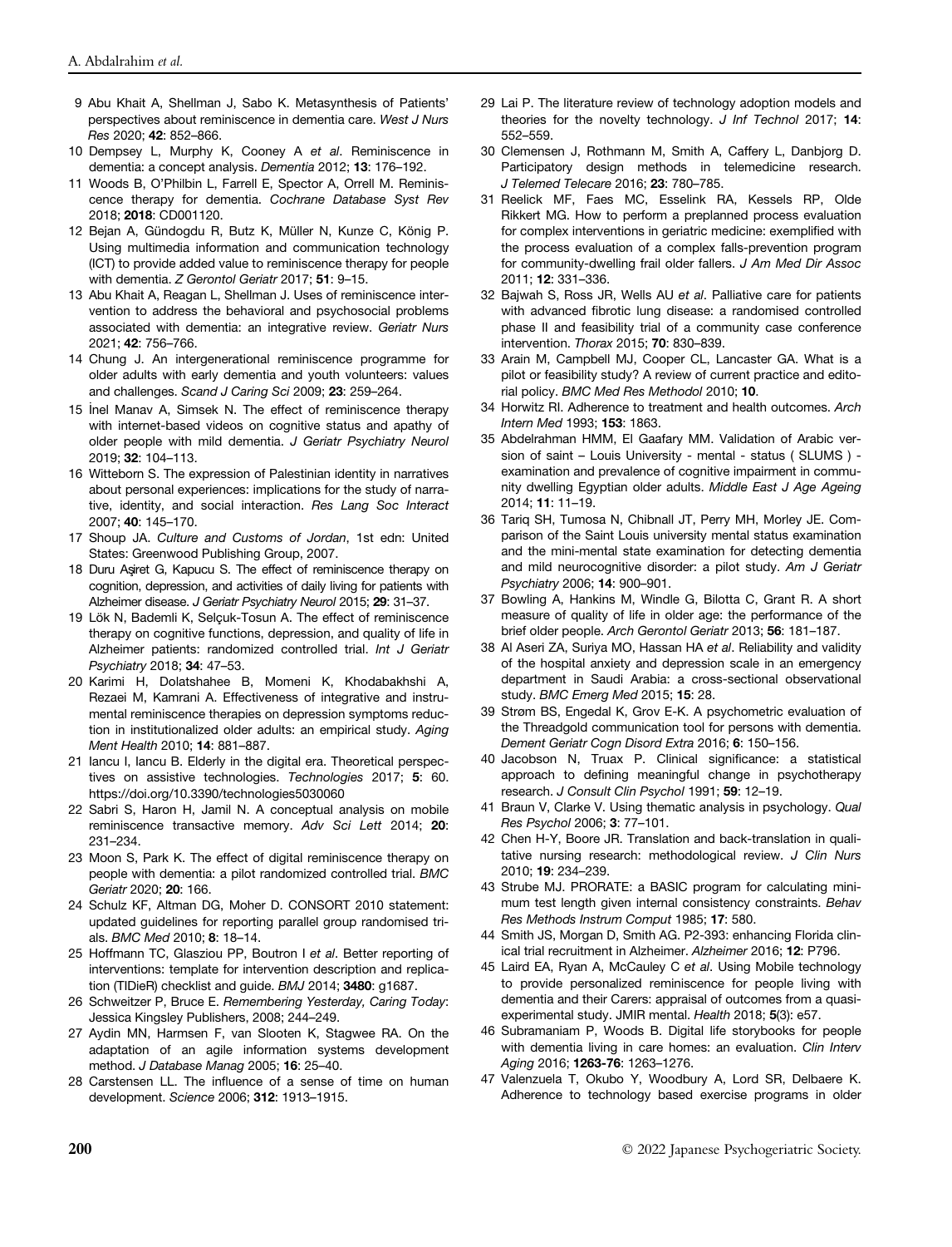9 Abu Khait A, Shellman J, Sabo K. Metasynthesis of Patients' perspectives about reminiscence in dementia care. *West J Nurs Res* 2020; **42**: 852–866.

10 Dempsey L, Murphy K, Cooney A *et al*. Reminiscence in dementia: a concept analysis. *Dementia* 2012; **13**: 176–192.

11 Woods B, O'Philbin L, Farrell E, Spector A, Orrell M. Reminiscence therapy for dementia. *Cochrane Database Syst Rev* 2018; **2018**: CD001120.

12 Bejan A, Gündogdu R, Butz K, Müller N, Kunze C, König P. Using multimedia information and communication technology (ICT) to provide added value to reminiscence therapy for people with dementia. *Z Gerontol Geriatr* 2017; **51**: 9–15.

13 Abu Khait A, Reagan L, Shellman J. Uses of reminiscence intervention to address the behavioral and psychosocial problems associated with dementia: an integrative review. *Geriatr Nurs* 2021; **42**: 756–766.

14 Chung J. An intergenerational reminiscence programme for older adults with early dementia and youth volunteers: values and challenges. *Scand J Caring Sci* 2009; **23**: 259–264.

15 İnel Manav A, Simsek N. The effect of reminiscence therapy with internet-based videos on cognitive status and apathy of older people with mild dementia. *J Geriatr Psychiatry Neurol* 2019; **32**: 104–113.

16 Witteborn S. The expression of Palestinian identity in narratives about personal experiences: implications for the study of narrative, identity, and social interaction. *Res Lang Soc Interact* 2007; **40**: 145–170.

17 Shoup JA. *Culture and Customs of Jordan*, 1st edn: United States: Greenwood Publishing Group, 2007.

18 Duru Aşiret G, Kapucu S. The effect of reminiscence therapy on cognition, depression, and activities of daily living for patients with Alzheimer disease. *J Geriatr Psychiatry Neurol* 2015; **29**: 31–37.

19 Lök N, Bademli K, Selçuk-Tosun A. The effect of reminiscence therapy on cognitive functions, depression, and quality of life in Alzheimer patients: randomized controlled trial. *Int J Geriatr Psychiatry* 2018; **34**: 47–53.

20 Karimi H, Dolatshahee B, Momeni K, Khodabakhshi A, Rezaei M, Kamrani A. Effectiveness of integrative and instrumental reminiscence therapies on depression symptoms reduction in institutionalized older adults: an empirical study. *Aging Ment Health* 2010; **14**: 881–887.

21 Iancu I, Iancu B. Elderly in the digital era. Theoretical perspectives on assistive technologies. *Technologies* 2017; **5**: 60. https://doi.org/10.3390/technologies5030060

22 Sabri S, Haron H, Jamil N. A conceptual analysis on mobile reminiscence transactive memory. *Adv Sci Lett* 2014; **20**: 231–234.

23 Moon S, Park K. The effect of digital reminiscence therapy on people with dementia: a pilot randomized controlled trial. *BMC Geriatr* 2020; **20**: 166.

24 Schulz KF, Altman DG, Moher D. CONSORT 2010 statement: updated guidelines for reporting parallel group randomised trials. *BMC Med* 2010; **8**: 18–14.

25 Hoffmann TC, Glasziou PP, Boutron I *et al*. Better reporting of interventions: template for intervention description and replication (TIDieR) checklist and guide. *BMJ* 2014; **3480**: g1687.

26 Schweitzer P, Bruce E. *Remembering Yesterday, Caring Today*: Jessica Kingsley Publishers, 2008; 244–249.

27 Aydin MN, Harmsen F, van Slooten K, Stagwee RA. On the adaptation of an agile information systems development method. *J Database Manag* 2005; **16**: 25–40.

28 Carstensen LL. The influence of a sense of time on human development. *Science* 2006; **312**: 1913–1915.

29 Lai P. The literature review of technology adoption models and theories for the novelty technology. *J Inf Technol* 2017; **14**: 552–559.

30 Clemensen J, Rothmann M, Smith A, Caffery L, Danbjorg D. Participatory design methods in telemedicine research. *J Telemed Telecare* 2016; **23**: 780–785.

31 Reelick MF, Faes MC, Esselink RA, Kessels RP, Olde Rikkert MG. How to perform a preplanned process evaluation for complex interventions in geriatric medicine: exemplified with the process evaluation of a complex falls-prevention program for community-dwelling frail older fallers. *J Am Med Dir Assoc* 2011; **12**: 331–336.

32 Bajwah S, Ross JR, Wells AU *et al*. Palliative care for patients with advanced fibrotic lung disease: a randomised controlled phase II and feasibility trial of a community case conference intervention. *Thorax* 2015; **70**: 830–839.

33 Arain M, Campbell MJ, Cooper CL, Lancaster GA. What is a pilot or feasibility study? A review of current practice and editorial policy. *BMC Med Res Methodol* 2010; **10**.

34 Horwitz RI. Adherence to treatment and health outcomes. *Arch Intern Med* 1993; **153**: 1863.

35 Abdelrahman HMM, El Gaafary MM. Validation of Arabic version of saint – Louis University - mental - status ( SLUMS ) - examination and prevalence of cognitive impairment in community dwelling Egyptian older adults. *Middle East J Age Ageing* 2014; **11**: 11–19.

36 Tariq SH, Tumosa N, Chibnall JT, Perry MH, Morley JE. Comparison of the Saint Louis university mental status examination and the mini-mental state examination for detecting dementia and mild neurocognitive disorder: a pilot study. *Am J Geriatr Psychiatry* 2006; **14**: 900–901.

37 Bowling A, Hankins M, Windle G, Bilotta C, Grant R. A short measure of quality of life in older age: the performance of the brief older people. *Arch Gerontol Geriatr* 2013; **56**: 181–187.

38 Al Aseri ZA, Suriya MO, Hassan HA *et al*. Reliability and validity of the hospital anxiety and depression scale in an emergency department in Saudi Arabia: a cross-sectional observational study. *BMC Emerg Med* 2015; **15**: 28.

39 Strøm BS, Engedal K, Grov E-K. A psychometric evaluation of the Threadgold communication tool for persons with dementia. *Dement Geriatr Cogn Disord Extra* 2016; **6**: 150–156.

40 Jacobson N, Truax P. Clinical significance: a statistical approach to defining meaningful change in psychotherapy research. *J Consult Clin Psychol* 1991; **59**: 12–19.

41 Braun V, Clarke V. Using thematic analysis in psychology. *Qual Res Psychol* 2006; **3**: 77–101.

42 Chen H-Y, Boore JR. Translation and back-translation in qualitative nursing research: methodological review. *J Clin Nurs* 2010; **19**: 234–239.

43 Strube MJ. PRORATE: a BASIC program for calculating minimum test length given internal consistency constraints. *Behav Res Methods Instrum Comput* 1985; **17**: 580.

44 Smith JS, Morgan D, Smith AG. P2-393: enhancing Florida clinical trial recruitment in Alzheimer. *Alzheimer* 2016; **12**: P796.

45 Laird EA, Ryan A, McCauley C *et al*. Using Mobile technology to provide personalized reminiscence for people living with dementia and their Carers: appraisal of outcomes from a quasi-experimental study. JMIR mental. *Health* 2018; **5**(3): e57.

46 Subramaniam P, Woods B. Digital life storybooks for people with dementia living in care homes: an evaluation. *Clin Interv Aging* 2016; **1263-76**: 1263–1276.

47 Valenzuela T, Okubo Y, Woodbury A, Lord SR, Delbaere K. Adherence to technology based exercise programs in older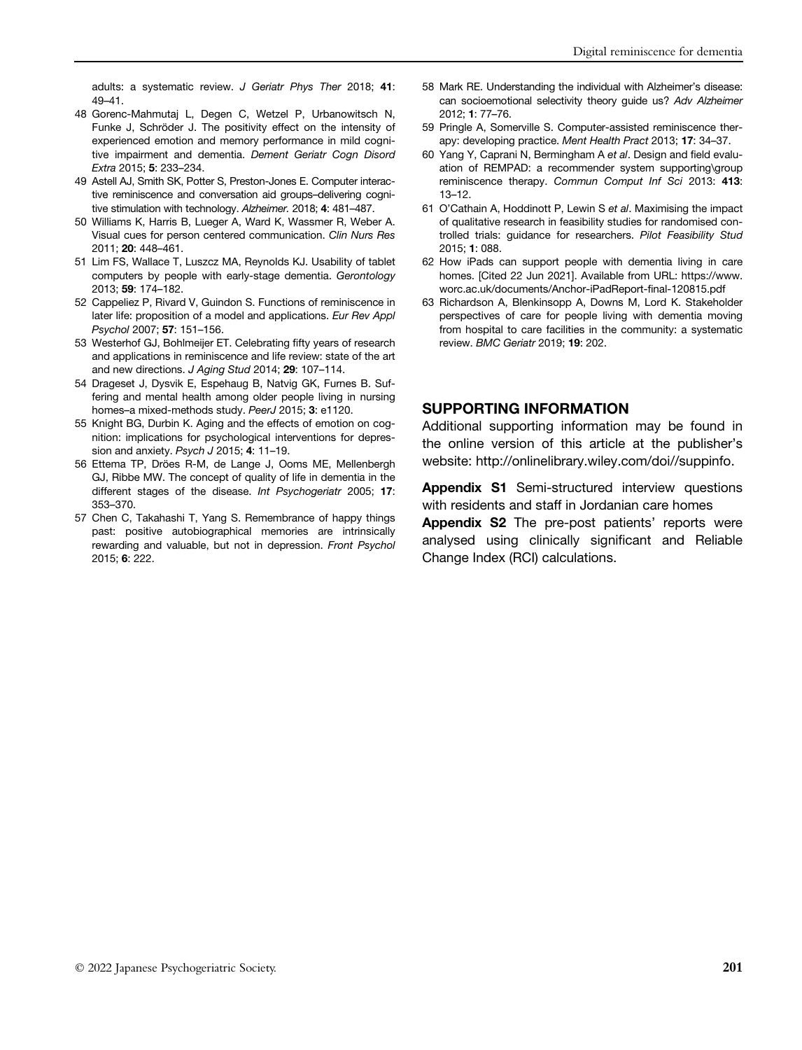adults: a systematic review. *J Geriatr Phys Ther* 2018; **41**: 49–41.

48 Gorenc-Mahmutaj L, Degen C, Wetzel P, Urbanowitsch N, Funke J, Schröder J. The positivity effect on the intensity of experienced emotion and memory performance in mild cognitive impairment and dementia. *Dement Geriatr Cogn Disord Extra* 2015; **5**: 233–234.

49 Astell AJ, Smith SK, Potter S, Preston-Jones E. Computer interactive reminiscence and conversation aid groups–delivering cognitive stimulation with technology. *Alzheimer.* 2018; **4**: 481–487.

50 Williams K, Harris B, Lueger A, Ward K, Wassmer R, Weber A. Visual cues for person centered communication. *Clin Nurs Res* 2011; **20**: 448–461.

51 Lim FS, Wallace T, Luszcz MA, Reynolds KJ. Usability of tablet computers by people with early-stage dementia. *Gerontology* 2013; **59**: 174–182.

52 Cappeliez P, Rivard V, Guindon S. Functions of reminiscence in later life: proposition of a model and applications. *Eur Rev Appl Psychol* 2007; **57**: 151–156.

53 Westerhof GJ, Bohlmeijer ET. Celebrating fifty years of research and applications in reminiscence and life review: state of the art and new directions. *J Aging Stud* 2014; **29**: 107–114.

54 Drageset J, Dysvik E, Espehaug B, Natvig GK, Furnes B. Suffering and mental health among older people living in nursing homes–a mixed-methods study. *PeerJ* 2015; **3**: e1120.

55 Knight BG, Durbin K. Aging and the effects of emotion on cognition: implications for psychological interventions for depression and anxiety. *Psych J* 2015; **4**: 11–19.

56 Ettema TP, Dröes R-M, de Lange J, Ooms ME, Mellenbergh GJ, Ribbe MW. The concept of quality of life in dementia in the different stages of the disease. *Int Psychogeriatr* 2005; **17**: 353–370.

57 Chen C, Takahashi T, Yang S. Remembrance of happy things past: positive autobiographical memories are intrinsically rewarding and valuable, but not in depression. *Front Psychol* 2015; **6**: 222.

58 Mark RE. Understanding the individual with Alzheimer's disease: can socioemotional selectivity theory guide us? *Adv Alzheimer* 2012; **1**: 77–76.

59 Pringle A, Somerville S. Computer-assisted reminiscence therapy: developing practice. *Ment Health Pract* 2013; **17**: 34–37.

60 Yang Y, Caprani N, Bermingham A *et al*. Design and field evaluation of REMPAD: a recommender system supporting\group reminiscence therapy. *Commun Comput Inf Sci* 2013: **413**: 13–12.

61 O'Cathain A, Hoddinott P, Lewin S *et al*. Maximising the impact of qualitative research in feasibility studies for randomised controlled trials: guidance for researchers. *Pilot Feasibility Stud* 2015; **1**: 088.

62 How iPads can support people with dementia living in care homes. [Cited 22 Jun 2021]. Available from URL: https://www.worc.ac.uk/documents/Anchor-iPadReport-final-120815.pdf

63 Richardson A, Blenkinsopp A, Downs M, Lord K. Stakeholder perspectives of care for people living with dementia moving from hospital to care facilities in the community: a systematic review. *BMC Geriatr* 2019; **19**: 202.

## SUPPORTING INFORMATION

Additional supporting information may be found in the online version of this article at the publisher's website: http://onlinelibrary.wiley.com/doi//suppinfo.

**Appendix S1** Semi-structured interview questions with residents and staff in Jordanian care homes

**Appendix S2** The pre-post patients' reports were analysed using clinically significant and Reliable Change Index (RCI) calculations.